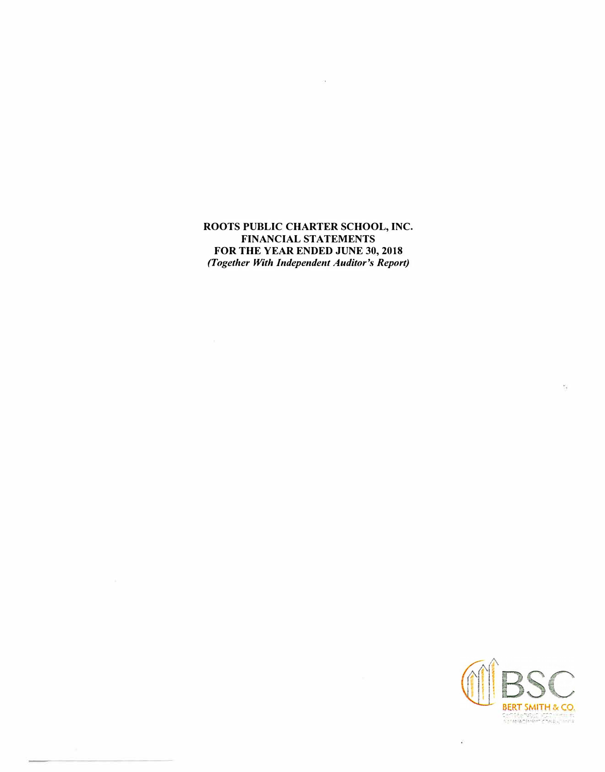**ROOTS PUBLIC CHARTER SCHOOL, INC.**
**FINANCIAL STATEMENTS**
**FOR THE YEAR ENDED JUNE 30, 2018**
***(Together With Independent Auditor's Report)***

BSC
BERT SMITH & CO.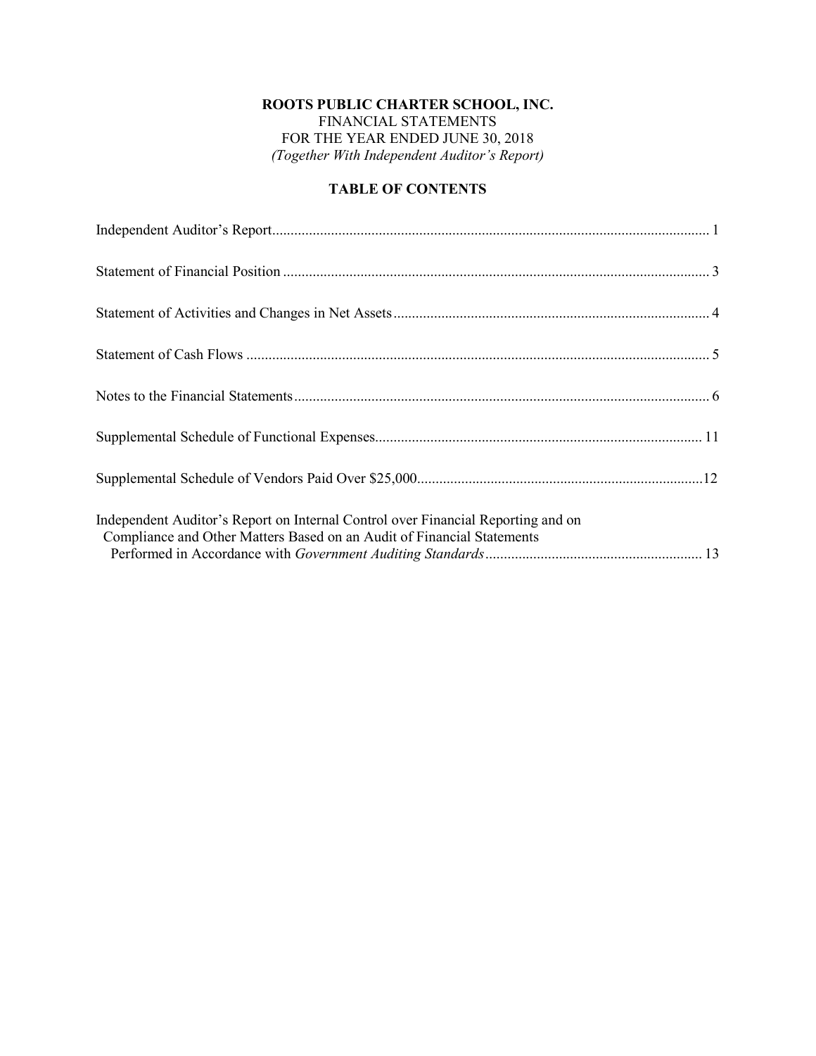**ROOTS PUBLIC CHARTER SCHOOL, INC.**
FINANCIAL STATEMENTS
FOR THE YEAR ENDED JUNE 30, 2018
*(Together With Independent Auditor's Report)*

**TABLE OF CONTENTS**

| | |
|---|---|
| Independent Auditor's Report | 1 |
| Statement of Financial Position | 3 |
| Statement of Activities and Changes in Net Assets | 4 |
| Statement of Cash Flows | 5 |
| Notes to the Financial Statements | 6 |
| Supplemental Schedule of Functional Expenses | 11 |
| Supplemental Schedule of Vendors Paid Over $25,000 | 12 |
| Independent Auditor's Report on Internal Control over Financial Reporting and on Compliance and Other Matters Based on an Audit of Financial Statements Performed in Accordance with *Government Auditing Standards* | 13 |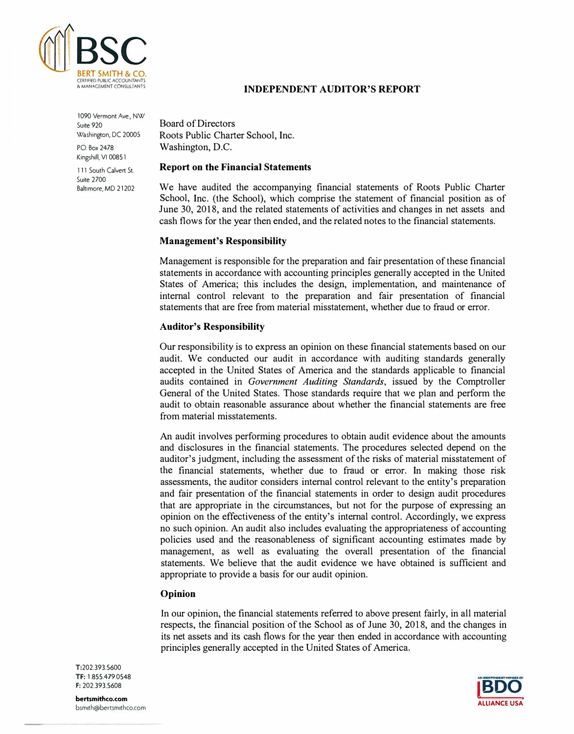BSC

BERT SMITH & CO.
CERTIFIED PUBLIC ACCOUNTANTS
& MANAGEMENT CONSULTANTS

1090 Vermont Ave., NW
Suite 920
Washington, DC 20005

P.O. Box 2478
Kingshill, VI 00851

111 South Calvert St.
Suite 2700
Baltimore, MD 21202

# INDEPENDENT AUDITOR'S REPORT

Board of Directors
Roots Public Charter School, Inc.
Washington, D.C.

## Report on the Financial Statements

We have audited the accompanying financial statements of Roots Public Charter School, Inc. (the School), which comprise the statement of financial position as of June 30, 2018, and the related statements of activities and changes in net assets and cash flows for the year then ended, and the related notes to the financial statements.

### Management's Responsibility

Management is responsible for the preparation and fair presentation of these financial statements in accordance with accounting principles generally accepted in the United States of America; this includes the design, implementation, and maintenance of internal control relevant to the preparation and fair presentation of financial statements that are free from material misstatement, whether due to fraud or error.

### Auditor's Responsibility

Our responsibility is to express an opinion on these financial statements based on our audit. We conducted our audit in accordance with auditing standards generally accepted in the United States of America and the standards applicable to financial audits contained in *Government Auditing Standards*, issued by the Comptroller General of the United States. Those standards require that we plan and perform the audit to obtain reasonable assurance about whether the financial statements are free from material misstatements.

An audit involves performing procedures to obtain audit evidence about the amounts and disclosures in the financial statements. The procedures selected depend on the auditor's judgment, including the assessment of the risks of material misstatement of the financial statements, whether due to fraud or error. In making those risk assessments, the auditor considers internal control relevant to the entity's preparation and fair presentation of the financial statements in order to design audit procedures that are appropriate in the circumstances, but not for the purpose of expressing an opinion on the effectiveness of the entity's internal control. Accordingly, we express no such opinion. An audit also includes evaluating the appropriateness of accounting policies used and the reasonableness of significant accounting estimates made by management, as well as evaluating the overall presentation of the financial statements. We believe that the audit evidence we have obtained is sufficient and appropriate to provide a basis for our audit opinion.

### Opinion

In our opinion, the financial statements referred to above present fairly, in all material respects, the financial position of the School as of June 30, 2018, and the changes in its net assets and its cash flows for the year then ended in accordance with accounting principles generally accepted in the United States of America.

T: 202.393.5600
TF: 1.855.479.0548
F: 202.393.5608

**bertsmithco.com**
bsmith@bertsmithco.com

AN INDEPENDENT MEMBER OF BDO ALLIANCE USA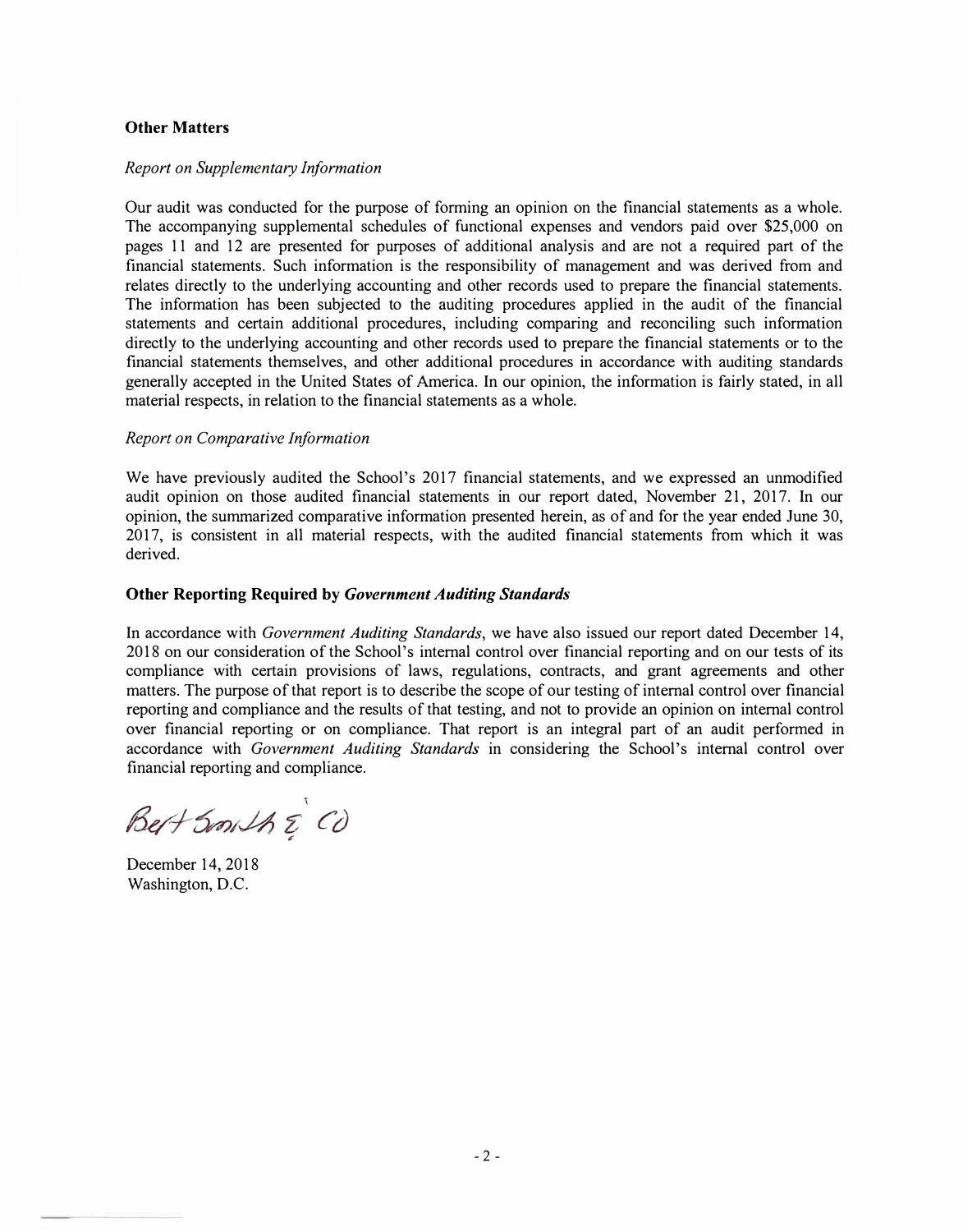## Other Matters

*Report on Supplementary Information*

Our audit was conducted for the purpose of forming an opinion on the financial statements as a whole. The accompanying supplemental schedules of functional expenses and vendors paid over $25,000 on pages 11 and 12 are presented for purposes of additional analysis and are not a required part of the financial statements. Such information is the responsibility of management and was derived from and relates directly to the underlying accounting and other records used to prepare the financial statements. The information has been subjected to the auditing procedures applied in the audit of the financial statements and certain additional procedures, including comparing and reconciling such information directly to the underlying accounting and other records used to prepare the financial statements or to the financial statements themselves, and other additional procedures in accordance with auditing standards generally accepted in the United States of America. In our opinion, the information is fairly stated, in all material respects, in relation to the financial statements as a whole.

*Report on Comparative Information*

We have previously audited the School's 2017 financial statements, and we expressed an unmodified audit opinion on those audited financial statements in our report dated, November 21, 2017. In our opinion, the summarized comparative information presented herein, as of and for the year ended June 30, 2017, is consistent in all material respects, with the audited financial statements from which it was derived.

## Other Reporting Required by *Government Auditing Standards*

In accordance with *Government Auditing Standards*, we have also issued our report dated December 14, 2018 on our consideration of the School's internal control over financial reporting and on our tests of its compliance with certain provisions of laws, regulations, contracts, and grant agreements and other matters. The purpose of that report is to describe the scope of our testing of internal control over financial reporting and compliance and the results of that testing, and not to provide an opinion on internal control over financial reporting or on compliance. That report is an integral part of an audit performed in accordance with *Government Auditing Standards* in considering the School's internal control over financial reporting and compliance.

Bert Smith & Co

December 14, 2018
Washington, D.C.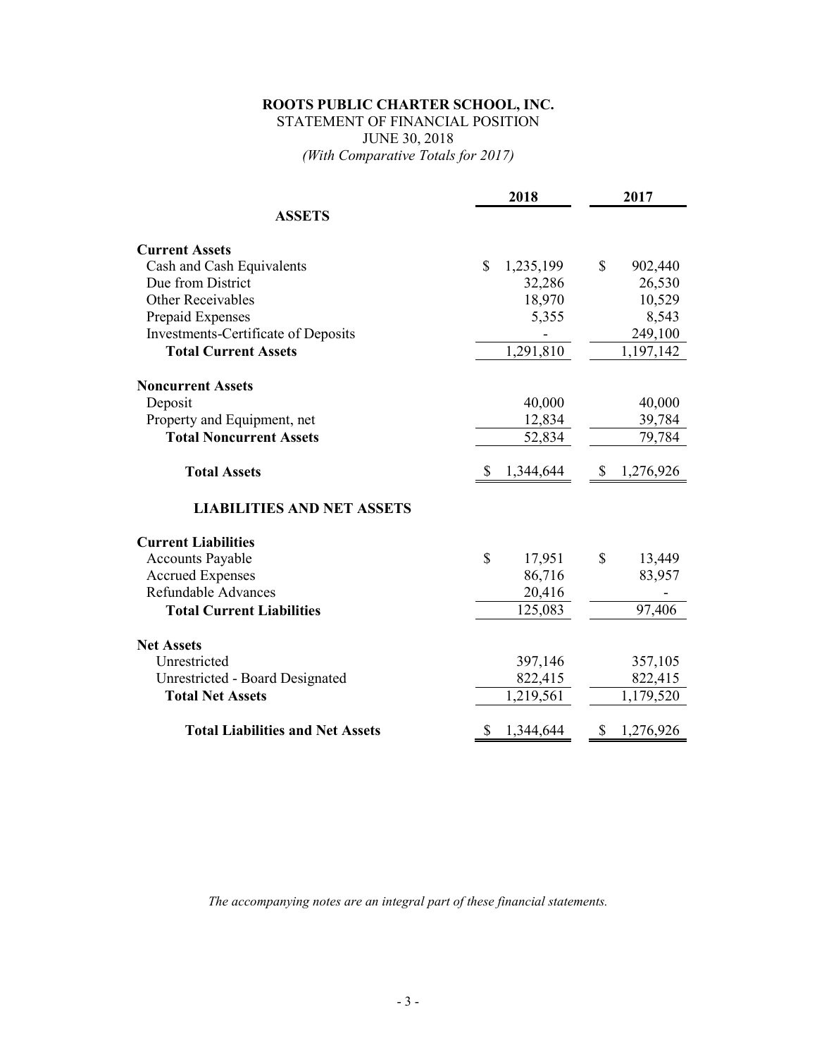**ROOTS PUBLIC CHARTER SCHOOL, INC.**
STATEMENT OF FINANCIAL POSITION
JUNE 30, 2018
*(With Comparative Totals for 2017)*

| | 2018 | 2017 |
|---|---|---|
| **ASSETS** | | |
| **Current Assets** | | |
| Cash and Cash Equivalents | $ 1,235,199 | $ 902,440 |
| Due from District | 32,286 | 26,530 |
| Other Receivables | 18,970 | 10,529 |
| Prepaid Expenses | 5,355 | 8,543 |
| Investments-Certificate of Deposits | - | 249,100 |
| **Total Current Assets** | 1,291,810 | 1,197,142 |
| **Noncurrent Assets** | | |
| Deposit | 40,000 | 40,000 |
| Property and Equipment, net | 12,834 | 39,784 |
| **Total Noncurrent Assets** | 52,834 | 79,784 |
| **Total Assets** | $ 1,344,644 | $ 1,276,926 |
| **LIABILITIES AND NET ASSETS** | | |
| **Current Liabilities** | | |
| Accounts Payable | $ 17,951 | $ 13,449 |
| Accrued Expenses | 86,716 | 83,957 |
| Refundable Advances | 20,416 | - |
| **Total Current Liabilities** | 125,083 | 97,406 |
| **Net Assets** | | |
| Unrestricted | 397,146 | 357,105 |
| Unrestricted - Board Designated | 822,415 | 822,415 |
| **Total Net Assets** | 1,219,561 | 1,179,520 |
| **Total Liabilities and Net Assets** | $ 1,344,644 | $ 1,276,926 |

*The accompanying notes are an integral part of these financial statements.*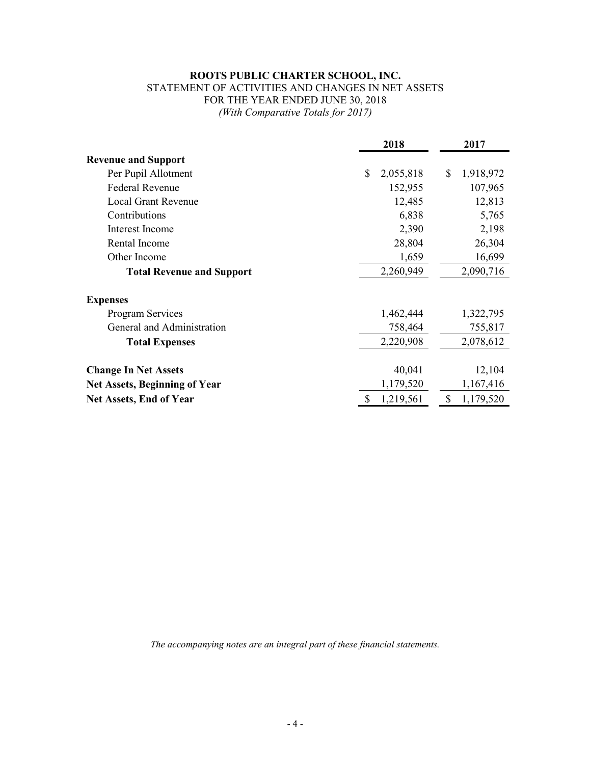# ROOTS PUBLIC CHARTER SCHOOL, INC.

STATEMENT OF ACTIVITIES AND CHANGES IN NET ASSETS
FOR THE YEAR ENDED JUNE 30, 2018
*(With Comparative Totals for 2017)*

| | 2018 | 2017 |
|---|---|---|
| **Revenue and Support** | | |
| Per Pupil Allotment | $ 2,055,818 | $ 1,918,972 |
| Federal Revenue | 152,955 | 107,965 |
| Local Grant Revenue | 12,485 | 12,813 |
| Contributions | 6,838 | 5,765 |
| Interest Income | 2,390 | 2,198 |
| Rental Income | 28,804 | 26,304 |
| Other Income | 1,659 | 16,699 |
| **Total Revenue and Support** | 2,260,949 | 2,090,716 |
| **Expenses** | | |
| Program Services | 1,462,444 | 1,322,795 |
| General and Administration | 758,464 | 755,817 |
| **Total Expenses** | 2,220,908 | 2,078,612 |
| **Change In Net Assets** | 40,041 | 12,104 |
| **Net Assets, Beginning of Year** | 1,179,520 | 1,167,416 |
| **Net Assets, End of Year** | $ 1,219,561 | $ 1,179,520 |

*The accompanying notes are an integral part of these financial statements.*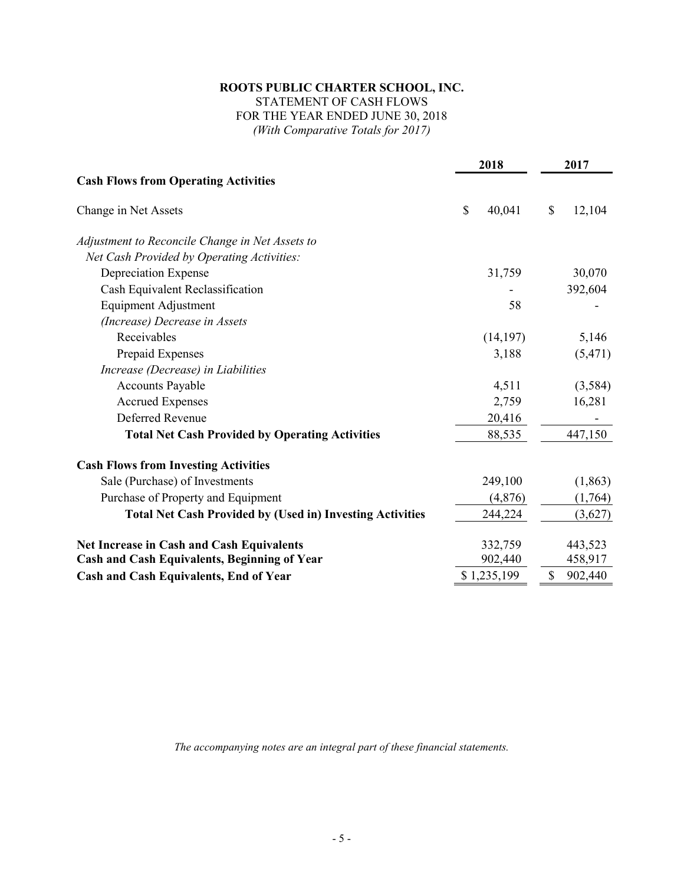**ROOTS PUBLIC CHARTER SCHOOL, INC.**
STATEMENT OF CASH FLOWS
FOR THE YEAR ENDED JUNE 30, 2018
*(With Comparative Totals for 2017)*

| | 2018 | 2017 |
|---|---|---|
| **Cash Flows from Operating Activities** | | |
| Change in Net Assets | $ 40,041 | $ 12,104 |
| *Adjustment to Reconcile Change in Net Assets to Net Cash Provided by Operating Activities:* | | |
| Depreciation Expense | 31,759 | 30,070 |
| Cash Equivalent Reclassification | - | 392,604 |
| Equipment Adjustment | 58 | - |
| *(Increase) Decrease in Assets* | | |
| Receivables | (14,197) | 5,146 |
| Prepaid Expenses | 3,188 | (5,471) |
| *Increase (Decrease) in Liabilities* | | |
| Accounts Payable | 4,511 | (3,584) |
| Accrued Expenses | 2,759 | 16,281 |
| Deferred Revenue | 20,416 | - |
| **Total Net Cash Provided by Operating Activities** | 88,535 | 447,150 |
| **Cash Flows from Investing Activities** | | |
| Sale (Purchase) of Investments | 249,100 | (1,863) |
| Purchase of Property and Equipment | (4,876) | (1,764) |
| **Total Net Cash Provided by (Used in) Investing Activities** | 244,224 | (3,627) |
| **Net Increase in Cash and Cash Equivalents** | 332,759 | 443,523 |
| **Cash and Cash Equivalents, Beginning of Year** | 902,440 | 458,917 |
| **Cash and Cash Equivalents, End of Year** | $ 1,235,199 | $ 902,440 |

*The accompanying notes are an integral part of these financial statements.*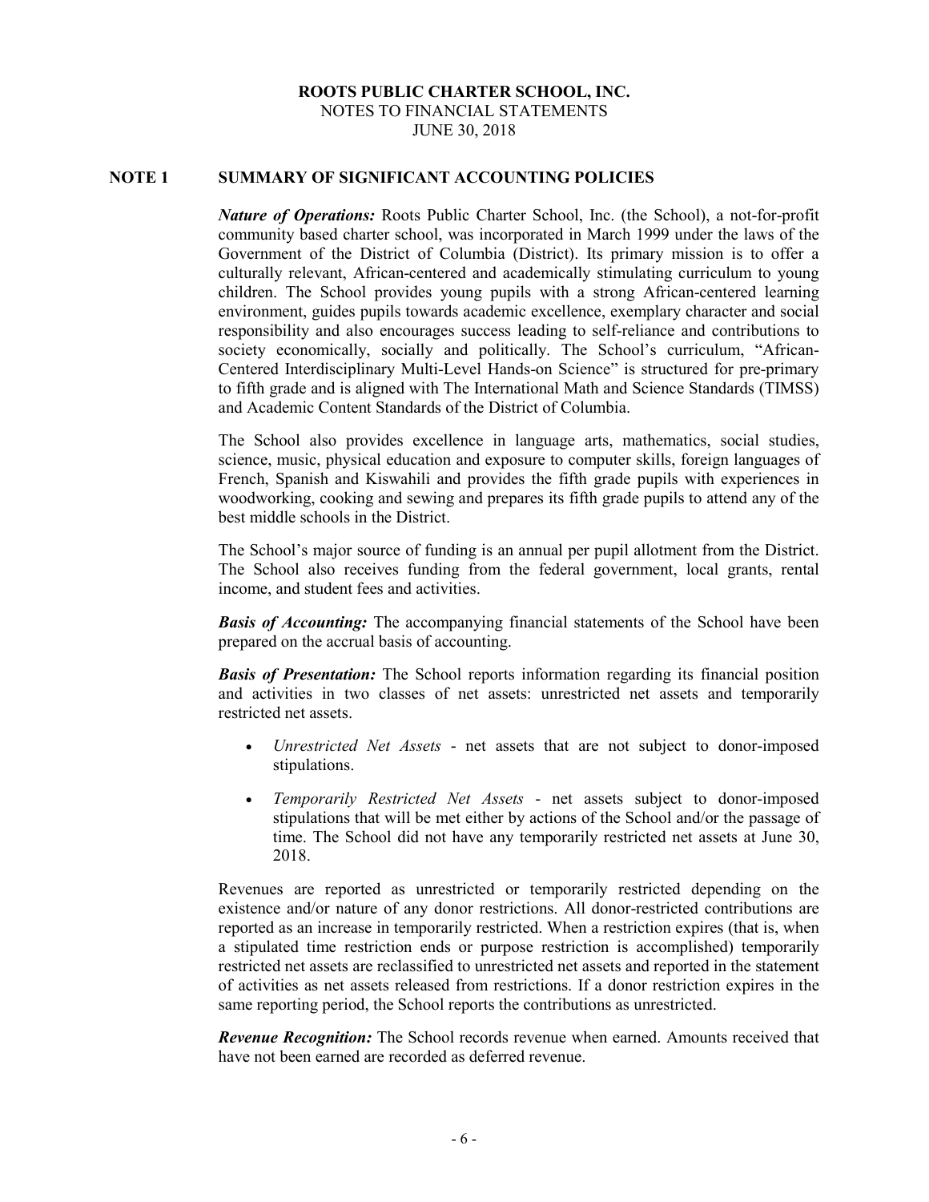**ROOTS PUBLIC CHARTER SCHOOL, INC.**
NOTES TO FINANCIAL STATEMENTS
JUNE 30, 2018

## NOTE 1 SUMMARY OF SIGNIFICANT ACCOUNTING POLICIES

***Nature of Operations:*** Roots Public Charter School, Inc. (the School), a not-for-profit community based charter school, was incorporated in March 1999 under the laws of the Government of the District of Columbia (District). Its primary mission is to offer a culturally relevant, African-centered and academically stimulating curriculum to young children. The School provides young pupils with a strong African-centered learning environment, guides pupils towards academic excellence, exemplary character and social responsibility and also encourages success leading to self-reliance and contributions to society economically, socially and politically. The School's curriculum, "African-Centered Interdisciplinary Multi-Level Hands-on Science" is structured for pre-primary to fifth grade and is aligned with The International Math and Science Standards (TIMSS) and Academic Content Standards of the District of Columbia.

The School also provides excellence in language arts, mathematics, social studies, science, music, physical education and exposure to computer skills, foreign languages of French, Spanish and Kiswahili and provides the fifth grade pupils with experiences in woodworking, cooking and sewing and prepares its fifth grade pupils to attend any of the best middle schools in the District.

The School's major source of funding is an annual per pupil allotment from the District. The School also receives funding from the federal government, local grants, rental income, and student fees and activities.

***Basis of Accounting:*** The accompanying financial statements of the School have been prepared on the accrual basis of accounting.

***Basis of Presentation:*** The School reports information regarding its financial position and activities in two classes of net assets: unrestricted net assets and temporarily restricted net assets.

- *Unrestricted Net Assets* - net assets that are not subject to donor-imposed stipulations.
- *Temporarily Restricted Net Assets* - net assets subject to donor-imposed stipulations that will be met either by actions of the School and/or the passage of time. The School did not have any temporarily restricted net assets at June 30, 2018.

Revenues are reported as unrestricted or temporarily restricted depending on the existence and/or nature of any donor restrictions. All donor-restricted contributions are reported as an increase in temporarily restricted. When a restriction expires (that is, when a stipulated time restriction ends or purpose restriction is accomplished) temporarily restricted net assets are reclassified to unrestricted net assets and reported in the statement of activities as net assets released from restrictions. If a donor restriction expires in the same reporting period, the School reports the contributions as unrestricted.

***Revenue Recognition:*** The School records revenue when earned. Amounts received that have not been earned are recorded as deferred revenue.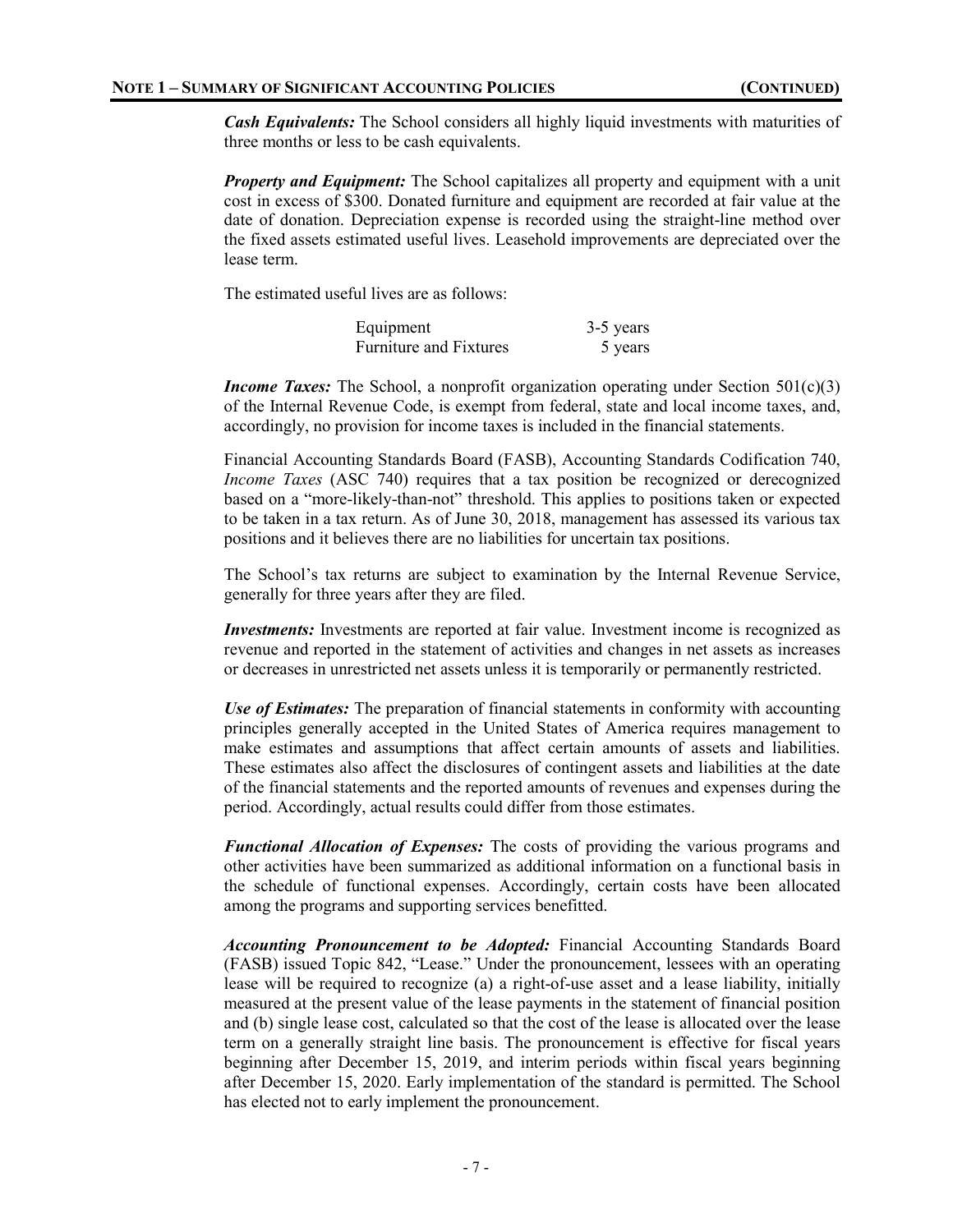## NOTE 1 – SUMMARY OF SIGNIFICANT ACCOUNTING POLICIES (CONTINUED)

***Cash Equivalents:*** The School considers all highly liquid investments with maturities of three months or less to be cash equivalents.

***Property and Equipment:*** The School capitalizes all property and equipment with a unit cost in excess of $300. Donated furniture and equipment are recorded at fair value at the date of donation. Depreciation expense is recorded using the straight-line method over the fixed assets estimated useful lives. Leasehold improvements are depreciated over the lease term.

The estimated useful lives are as follows:

| | |
|---|---|
| Equipment | 3-5 years |
| Furniture and Fixtures | 5 years |

***Income Taxes:*** The School, a nonprofit organization operating under Section 501(c)(3) of the Internal Revenue Code, is exempt from federal, state and local income taxes, and, accordingly, no provision for income taxes is included in the financial statements.

Financial Accounting Standards Board (FASB), Accounting Standards Codification 740, *Income Taxes* (ASC 740) requires that a tax position be recognized or derecognized based on a "more-likely-than-not" threshold. This applies to positions taken or expected to be taken in a tax return. As of June 30, 2018, management has assessed its various tax positions and it believes there are no liabilities for uncertain tax positions.

The School's tax returns are subject to examination by the Internal Revenue Service, generally for three years after they are filed.

***Investments:*** Investments are reported at fair value. Investment income is recognized as revenue and reported in the statement of activities and changes in net assets as increases or decreases in unrestricted net assets unless it is temporarily or permanently restricted.

***Use of Estimates:*** The preparation of financial statements in conformity with accounting principles generally accepted in the United States of America requires management to make estimates and assumptions that affect certain amounts of assets and liabilities. These estimates also affect the disclosures of contingent assets and liabilities at the date of the financial statements and the reported amounts of revenues and expenses during the period. Accordingly, actual results could differ from those estimates.

***Functional Allocation of Expenses:*** The costs of providing the various programs and other activities have been summarized as additional information on a functional basis in the schedule of functional expenses. Accordingly, certain costs have been allocated among the programs and supporting services benefitted.

***Accounting Pronouncement to be Adopted:*** Financial Accounting Standards Board (FASB) issued Topic 842, "Lease." Under the pronouncement, lessees with an operating lease will be required to recognize (a) a right-of-use asset and a lease liability, initially measured at the present value of the lease payments in the statement of financial position and (b) single lease cost, calculated so that the cost of the lease is allocated over the lease term on a generally straight line basis. The pronouncement is effective for fiscal years beginning after December 15, 2019, and interim periods within fiscal years beginning after December 15, 2020. Early implementation of the standard is permitted. The School has elected not to early implement the pronouncement.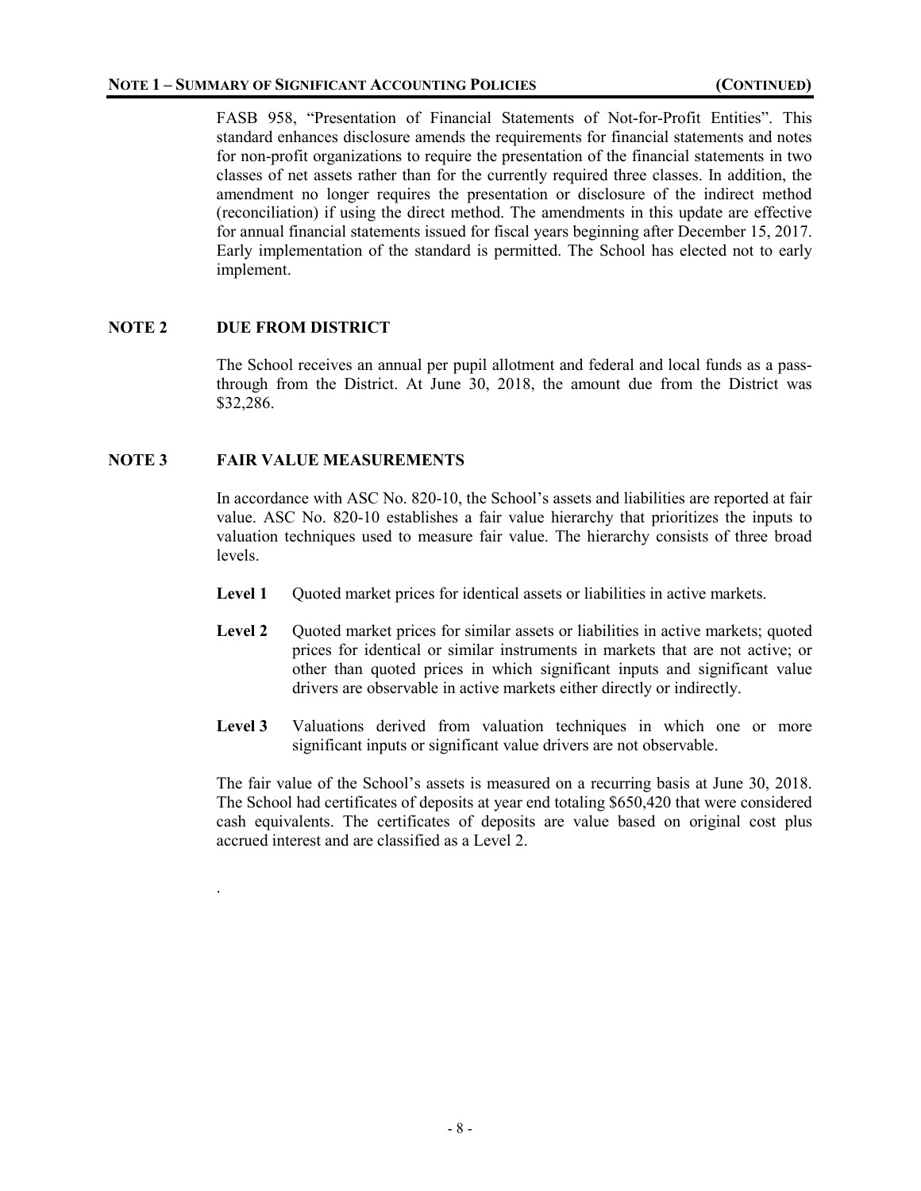## NOTE 1 – SUMMARY OF SIGNIFICANT ACCOUNTING POLICIES (CONTINUED)

FASB 958, "Presentation of Financial Statements of Not-for-Profit Entities". This standard enhances disclosure amends the requirements for financial statements and notes for non-profit organizations to require the presentation of the financial statements in two classes of net assets rather than for the currently required three classes. In addition, the amendment no longer requires the presentation or disclosure of the indirect method (reconciliation) if using the direct method. The amendments in this update are effective for annual financial statements issued for fiscal years beginning after December 15, 2017. Early implementation of the standard is permitted. The School has elected not to early implement.

## NOTE 2 DUE FROM DISTRICT

The School receives an annual per pupil allotment and federal and local funds as a pass-through from the District. At June 30, 2018, the amount due from the District was $32,286.

## NOTE 3 FAIR VALUE MEASUREMENTS

In accordance with ASC No. 820-10, the School's assets and liabilities are reported at fair value. ASC No. 820-10 establishes a fair value hierarchy that prioritizes the inputs to valuation techniques used to measure fair value. The hierarchy consists of three broad levels.

**Level 1** Quoted market prices for identical assets or liabilities in active markets.

**Level 2** Quoted market prices for similar assets or liabilities in active markets; quoted prices for identical or similar instruments in markets that are not active; or other than quoted prices in which significant inputs and significant value drivers are observable in active markets either directly or indirectly.

**Level 3** Valuations derived from valuation techniques in which one or more significant inputs or significant value drivers are not observable.

The fair value of the School's assets is measured on a recurring basis at June 30, 2018. The School had certificates of deposits at year end totaling $650,420 that were considered cash equivalents. The certificates of deposits are value based on original cost plus accrued interest and are classified as a Level 2.

.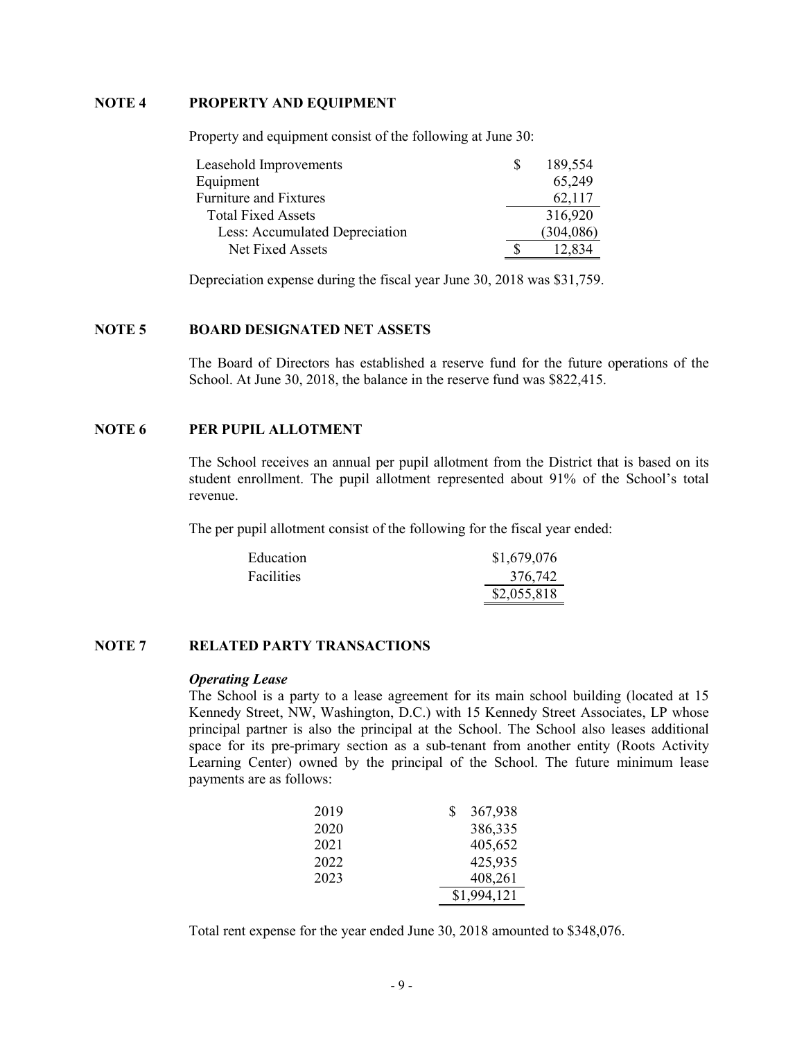## NOTE 4 PROPERTY AND EQUIPMENT

Property and equipment consist of the following at June 30:

| | |
|---|---|
| Leasehold Improvements | $ 189,554 |
| Equipment | 65,249 |
| Furniture and Fixtures | 62,117 |
| Total Fixed Assets | 316,920 |
| Less: Accumulated Depreciation | (304,086) |
| Net Fixed Assets | $ 12,834 |

Depreciation expense during the fiscal year June 30, 2018 was $31,759.

## NOTE 5 BOARD DESIGNATED NET ASSETS

The Board of Directors has established a reserve fund for the future operations of the School. At June 30, 2018, the balance in the reserve fund was $822,415.

## NOTE 6 PER PUPIL ALLOTMENT

The School receives an annual per pupil allotment from the District that is based on its student enrollment. The pupil allotment represented about 91% of the School's total revenue.

The per pupil allotment consist of the following for the fiscal year ended:

| | |
|---|---|
| Education | $1,679,076 |
| Facilities | 376,742 |
| | $2,055,818 |

## NOTE 7 RELATED PARTY TRANSACTIONS

***Operating Lease***

The School is a party to a lease agreement for its main school building (located at 15 Kennedy Street, NW, Washington, D.C.) with 15 Kennedy Street Associates, LP whose principal partner is also the principal at the School. The School also leases additional space for its pre-primary section as a sub-tenant from another entity (Roots Activity Learning Center) owned by the principal of the School. The future minimum lease payments are as follows:

| | |
|---|---|
| 2019 | $ 367,938 |
| 2020 | 386,335 |
| 2021 | 405,652 |
| 2022 | 425,935 |
| 2023 | 408,261 |
| | $1,994,121 |

Total rent expense for the year ended June 30, 2018 amounted to $348,076.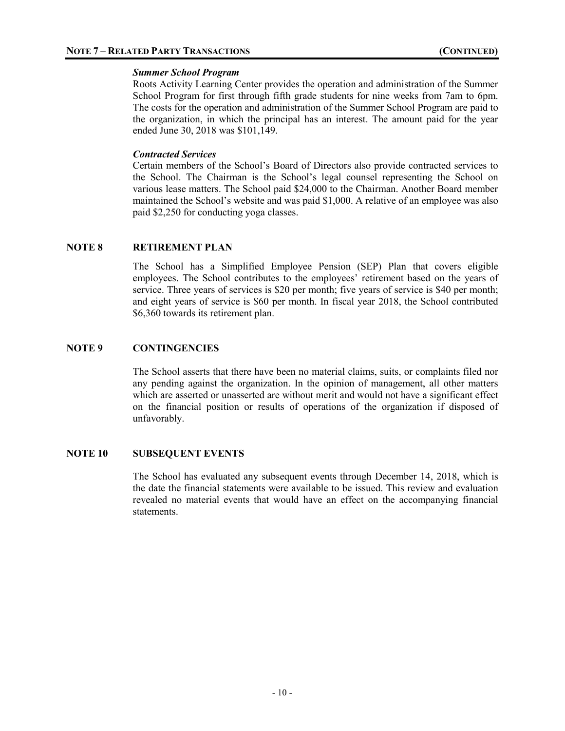## NOTE 7 – RELATED PARTY TRANSACTIONS (CONTINUED)

***Summer School Program***

Roots Activity Learning Center provides the operation and administration of the Summer School Program for first through fifth grade students for nine weeks from 7am to 6pm. The costs for the operation and administration of the Summer School Program are paid to the organization, in which the principal has an interest. The amount paid for the year ended June 30, 2018 was $101,149.

***Contracted Services***

Certain members of the School's Board of Directors also provide contracted services to the School. The Chairman is the School's legal counsel representing the School on various lease matters. The School paid $24,000 to the Chairman. Another Board member maintained the School's website and was paid $1,000. A relative of an employee was also paid $2,250 for conducting yoga classes.

## NOTE 8 RETIREMENT PLAN

The School has a Simplified Employee Pension (SEP) Plan that covers eligible employees. The School contributes to the employees' retirement based on the years of service. Three years of services is $20 per month; five years of service is $40 per month; and eight years of service is $60 per month. In fiscal year 2018, the School contributed $6,360 towards its retirement plan.

## NOTE 9 CONTINGENCIES

The School asserts that there have been no material claims, suits, or complaints filed nor any pending against the organization. In the opinion of management, all other matters which are asserted or unasserted are without merit and would not have a significant effect on the financial position or results of operations of the organization if disposed of unfavorably.

## NOTE 10 SUBSEQUENT EVENTS

The School has evaluated any subsequent events through December 14, 2018, which is the date the financial statements were available to be issued. This review and evaluation revealed no material events that would have an effect on the accompanying financial statements.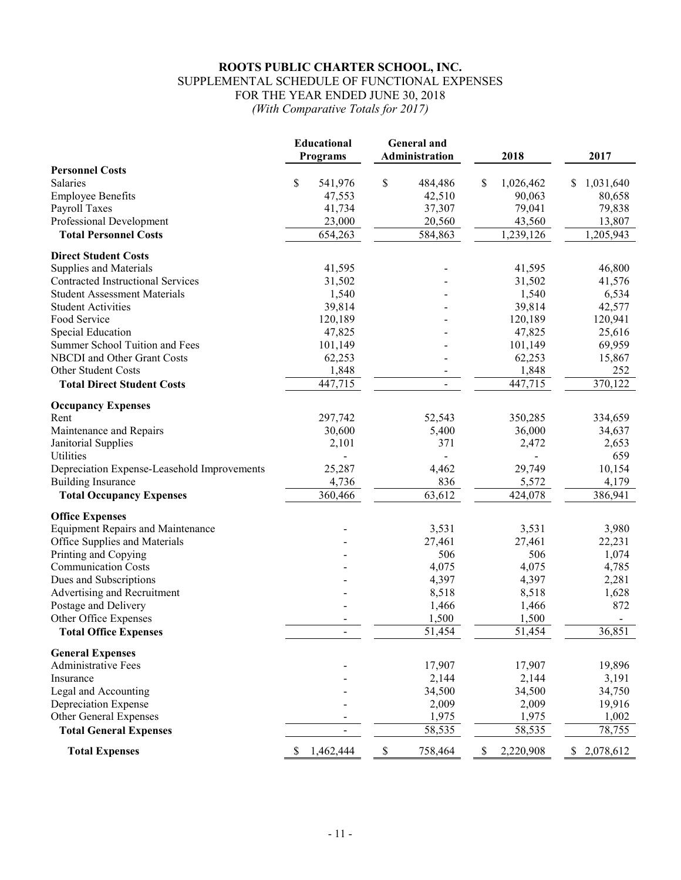# ROOTS PUBLIC CHARTER SCHOOL, INC.

SUPPLEMENTAL SCHEDULE OF FUNCTIONAL EXPENSES

FOR THE YEAR ENDED JUNE 30, 2018

*(With Comparative Totals for 2017)*

| | Educational Programs | General and Administration | 2018 | 2017 |
|---|---|---|---|---|
| **Personnel Costs** | | | | |
| Salaries | $ 541,976 | $ 484,486 | $ 1,026,462 | $ 1,031,640 |
| Employee Benefits | 47,553 | 42,510 | 90,063 | 80,658 |
| Payroll Taxes | 41,734 | 37,307 | 79,041 | 79,838 |
| Professional Development | 23,000 | 20,560 | 43,560 | 13,807 |
| **Total Personnel Costs** | 654,263 | 584,863 | 1,239,126 | 1,205,943 |
| **Direct Student Costs** | | | | |
| Supplies and Materials | 41,595 | - | 41,595 | 46,800 |
| Contracted Instructional Services | 31,502 | - | 31,502 | 41,576 |
| Student Assessment Materials | 1,540 | - | 1,540 | 6,534 |
| Student Activities | 39,814 | - | 39,814 | 42,577 |
| Food Service | 120,189 | - | 120,189 | 120,941 |
| Special Education | 47,825 | - | 47,825 | 25,616 |
| Summer School Tuition and Fees | 101,149 | - | 101,149 | 69,959 |
| NBCDI and Other Grant Costs | 62,253 | - | 62,253 | 15,867 |
| Other Student Costs | 1,848 | - | 1,848 | 252 |
| **Total Direct Student Costs** | 447,715 | - | 447,715 | 370,122 |
| **Occupancy Expenses** | | | | |
| Rent | 297,742 | 52,543 | 350,285 | 334,659 |
| Maintenance and Repairs | 30,600 | 5,400 | 36,000 | 34,637 |
| Janitorial Supplies | 2,101 | 371 | 2,472 | 2,653 |
| Utilities | - | - | - | 659 |
| Depreciation Expense-Leasehold Improvements | 25,287 | 4,462 | 29,749 | 10,154 |
| Building Insurance | 4,736 | 836 | 5,572 | 4,179 |
| **Total Occupancy Expenses** | 360,466 | 63,612 | 424,078 | 386,941 |
| **Office Expenses** | | | | |
| Equipment Repairs and Maintenance | - | 3,531 | 3,531 | 3,980 |
| Office Supplies and Materials | - | 27,461 | 27,461 | 22,231 |
| Printing and Copying | - | 506 | 506 | 1,074 |
| Communication Costs | - | 4,075 | 4,075 | 4,785 |
| Dues and Subscriptions | - | 4,397 | 4,397 | 2,281 |
| Advertising and Recruitment | - | 8,518 | 8,518 | 1,628 |
| Postage and Delivery | - | 1,466 | 1,466 | 872 |
| Other Office Expenses | - | 1,500 | 1,500 | - |
| **Total Office Expenses** | - | 51,454 | 51,454 | 36,851 |
| **General Expenses** | | | | |
| Administrative Fees | - | 17,907 | 17,907 | 19,896 |
| Insurance | - | 2,144 | 2,144 | 3,191 |
| Legal and Accounting | - | 34,500 | 34,500 | 34,750 |
| Depreciation Expense | - | 2,009 | 2,009 | 19,916 |
| Other General Expenses | - | 1,975 | 1,975 | 1,002 |
| **Total General Expenses** | - | 58,535 | 58,535 | 78,755 |
| **Total Expenses** | $ 1,462,444 | $ 758,464 | $ 2,220,908 | $ 2,078,612 |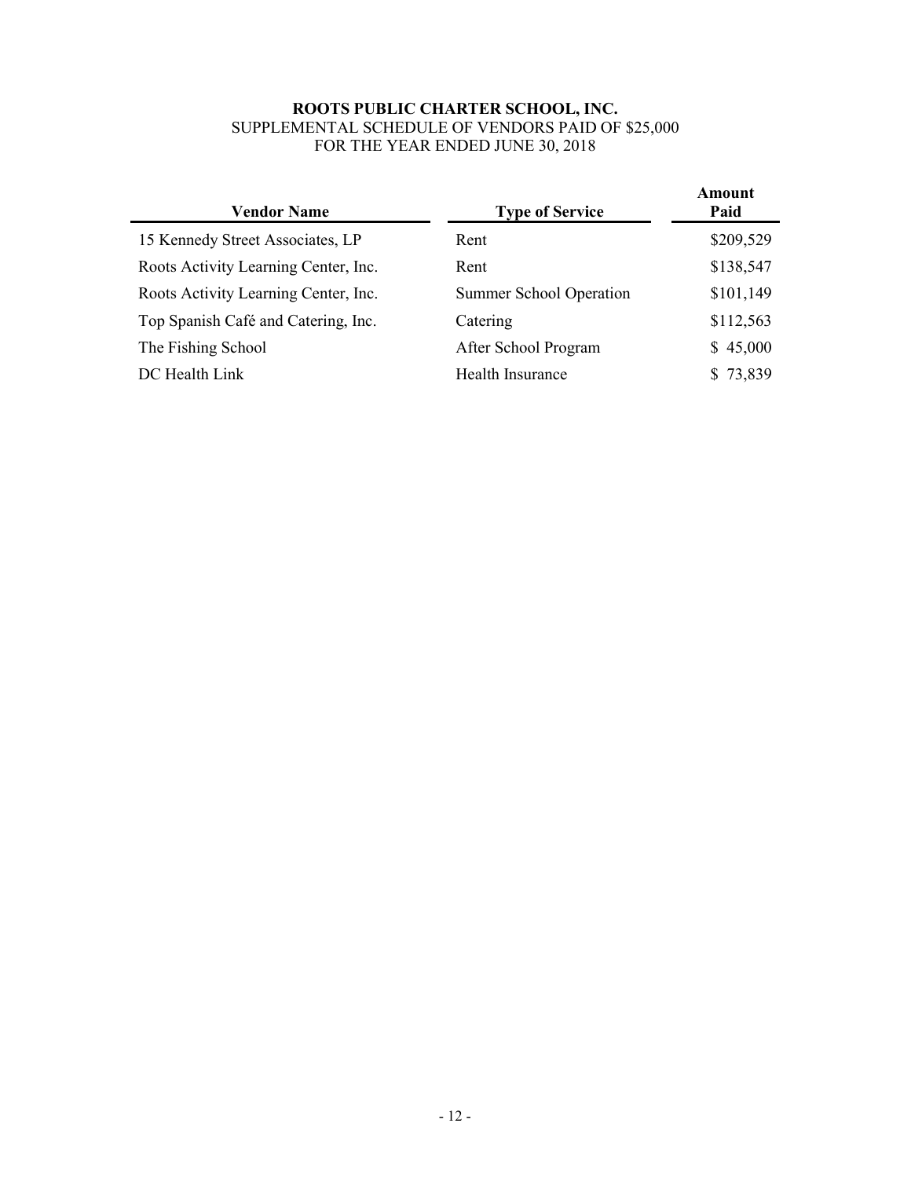**ROOTS PUBLIC CHARTER SCHOOL, INC.**
SUPPLEMENTAL SCHEDULE OF VENDORS PAID OF $25,000
FOR THE YEAR ENDED JUNE 30, 2018

| Vendor Name | Type of Service | Amount Paid |
|---|---|---|
| 15 Kennedy Street Associates, LP | Rent | $209,529 |
| Roots Activity Learning Center, Inc. | Rent | $138,547 |
| Roots Activity Learning Center, Inc. | Summer School Operation | $101,149 |
| Top Spanish Café and Catering, Inc. | Catering | $112,563 |
| The Fishing School | After School Program | $ 45,000 |
| DC Health Link | Health Insurance | $ 73,839 |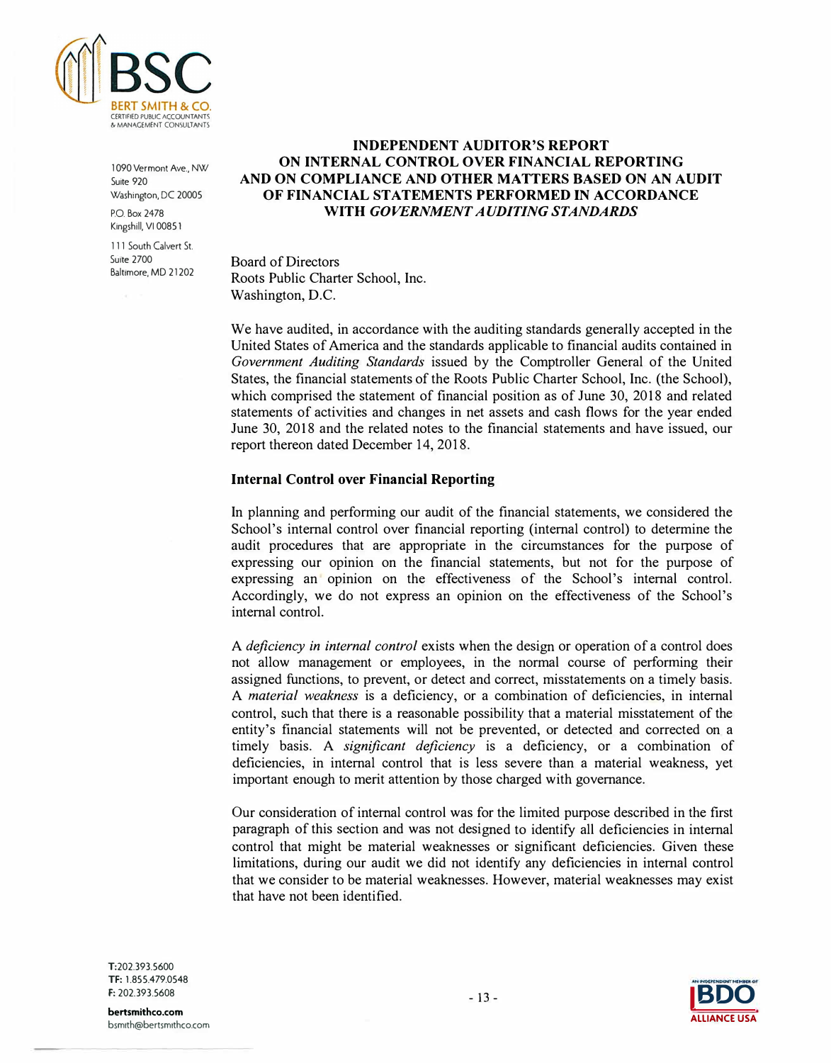BSC

BERT SMITH & CO.
CERTIFIED PUBLIC ACCOUNTANTS
& MANAGEMENT CONSULTANTS

1090 Vermont Ave., NW
Suite 920
Washington, DC 20005

P.O. Box 2478
Kingshill, VI 00851

111 South Calvert St.
Suite 2700
Baltimore, MD 21202

# INDEPENDENT AUDITOR'S REPORT ON INTERNAL CONTROL OVER FINANCIAL REPORTING AND ON COMPLIANCE AND OTHER MATTERS BASED ON AN AUDIT OF FINANCIAL STATEMENTS PERFORMED IN ACCORDANCE WITH *GOVERNMENT AUDITING STANDARDS*

Board of Directors
Roots Public Charter School, Inc.
Washington, D.C.

We have audited, in accordance with the auditing standards generally accepted in the United States of America and the standards applicable to financial audits contained in *Government Auditing Standards* issued by the Comptroller General of the United States, the financial statements of the Roots Public Charter School, Inc. (the School), which comprised the statement of financial position as of June 30, 2018 and related statements of activities and changes in net assets and cash flows for the year ended June 30, 2018 and the related notes to the financial statements and have issued, our report thereon dated December 14, 2018.

## Internal Control over Financial Reporting

In planning and performing our audit of the financial statements, we considered the School's internal control over financial reporting (internal control) to determine the audit procedures that are appropriate in the circumstances for the purpose of expressing our opinion on the financial statements, but not for the purpose of expressing an opinion on the effectiveness of the School's internal control. Accordingly, we do not express an opinion on the effectiveness of the School's internal control.

A *deficiency in internal control* exists when the design or operation of a control does not allow management or employees, in the normal course of performing their assigned functions, to prevent, or detect and correct, misstatements on a timely basis. A *material weakness* is a deficiency, or a combination of deficiencies, in internal control, such that there is a reasonable possibility that a material misstatement of the entity's financial statements will not be prevented, or detected and corrected on a timely basis. A *significant deficiency* is a deficiency, or a combination of deficiencies, in internal control that is less severe than a material weakness, yet important enough to merit attention by those charged with governance.

Our consideration of internal control was for the limited purpose described in the first paragraph of this section and was not designed to identify all deficiencies in internal control that might be material weaknesses or significant deficiencies. Given these limitations, during our audit we did not identify any deficiencies in internal control that we consider to be material weaknesses. However, material weaknesses may exist that have not been identified.

T: 202.393.5600
TF: 1.855.479.0548
F: 202.393.5608

bertsmithco.com
bsmith@bertsmithco.com

AN INDEPENDENT MEMBER OF BDO ALLIANCE USA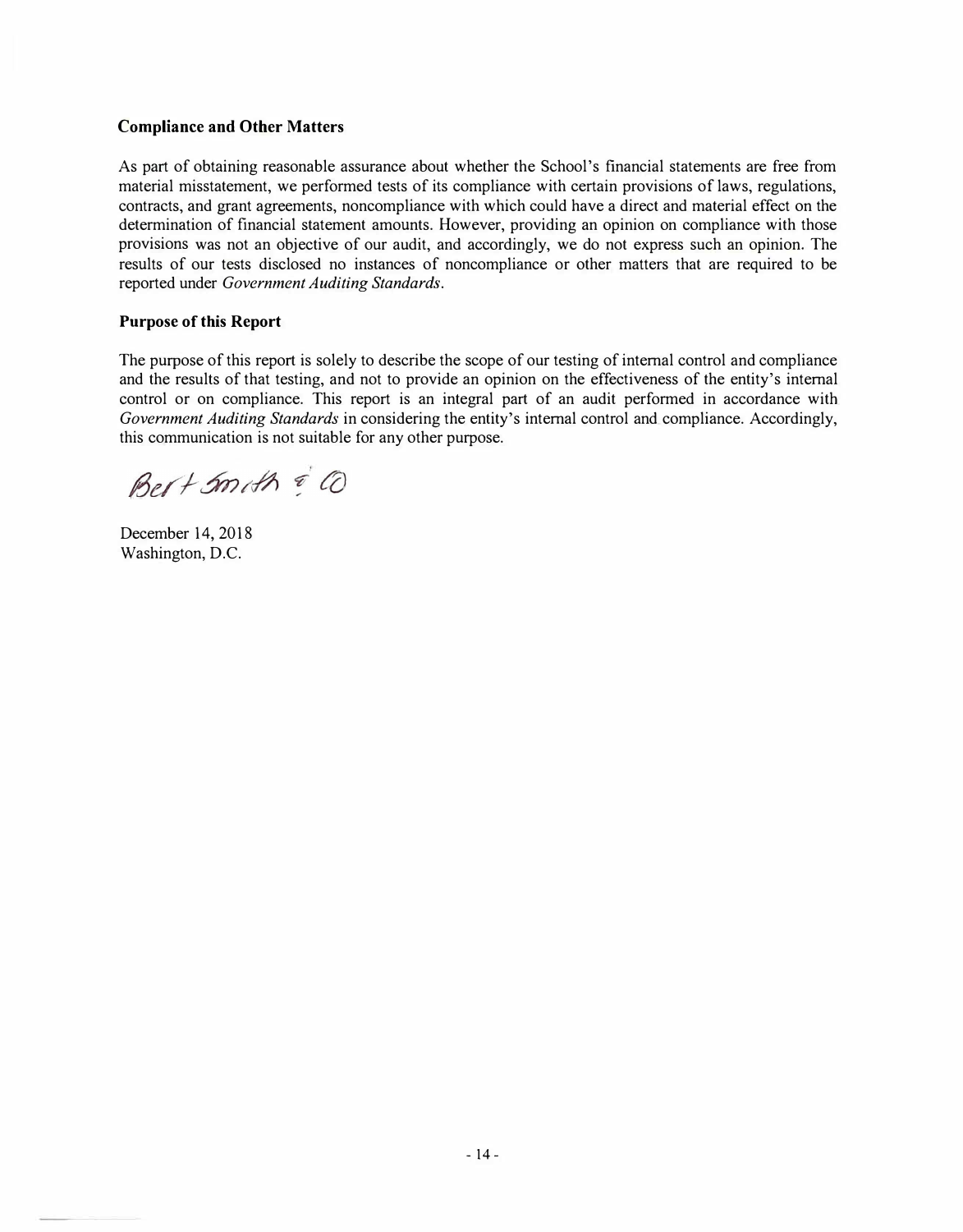### Compliance and Other Matters

As part of obtaining reasonable assurance about whether the School's financial statements are free from material misstatement, we performed tests of its compliance with certain provisions of laws, regulations, contracts, and grant agreements, noncompliance with which could have a direct and material effect on the determination of financial statement amounts. However, providing an opinion on compliance with those provisions was not an objective of our audit, and accordingly, we do not express such an opinion. The results of our tests disclosed no instances of noncompliance or other matters that are required to be reported under *Government Auditing Standards*.

### Purpose of this Report

The purpose of this report is solely to describe the scope of our testing of internal control and compliance and the results of that testing, and not to provide an opinion on the effectiveness of the entity's internal control or on compliance. This report is an integral part of an audit performed in accordance with *Government Auditing Standards* in considering the entity's internal control and compliance. Accordingly, this communication is not suitable for any other purpose.

Bert Smith & Co

December 14, 2018
Washington, D.C.